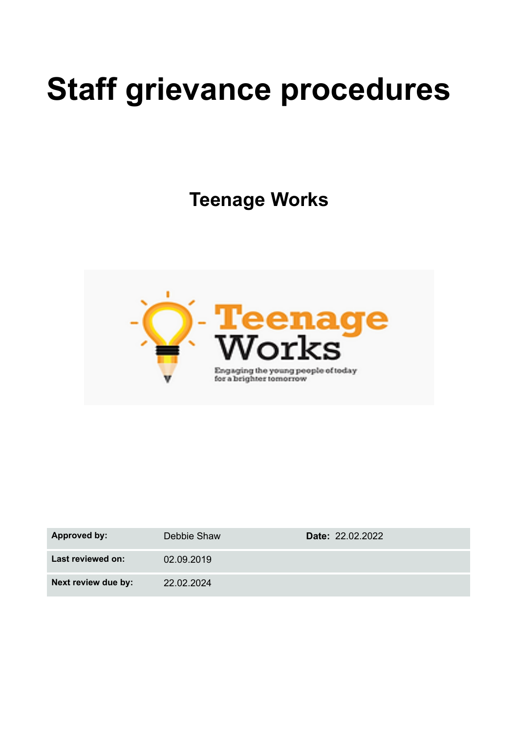# Staff grievance procedures

## Teenage Works

| Approved by: | Debbie Shaw | Date: 22.02.2022 |
|---|---|---|
| Last reviewed on: | 02.09.2019 | |
| Next review due by: | 22.02.2024 | |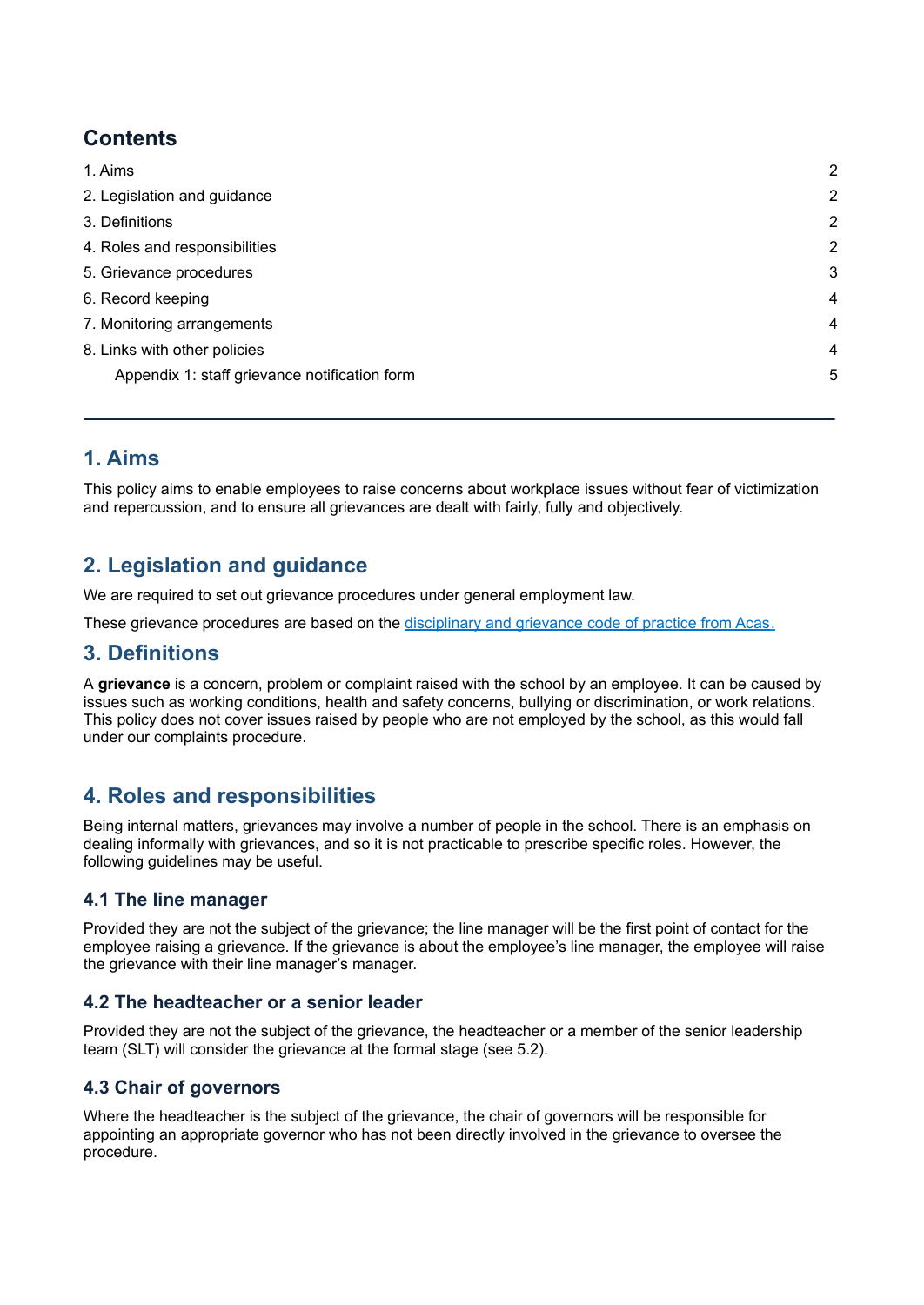## Contents

1. Aims 2
2. Legislation and guidance 2
3. Definitions 2
4. Roles and responsibilities 2
5. Grievance procedures 3
6. Record keeping 4
7. Monitoring arrangements 4
8. Links with other policies 4
   Appendix 1: staff grievance notification form 5

---

## 1. Aims

This policy aims to enable employees to raise concerns about workplace issues without fear of victimization and repercussion, and to ensure all grievances are dealt with fairly, fully and objectively.

## 2. Legislation and guidance

We are required to set out grievance procedures under general employment law.

These grievance procedures are based on the [disciplinary and grievance code of practice from Acas.](#)

## 3. Definitions

A **grievance** is a concern, problem or complaint raised with the school by an employee. It can be caused by issues such as working conditions, health and safety concerns, bullying or discrimination, or work relations. This policy does not cover issues raised by people who are not employed by the school, as this would fall under our complaints procedure.

## 4. Roles and responsibilities

Being internal matters, grievances may involve a number of people in the school. There is an emphasis on dealing informally with grievances, and so it is not practicable to prescribe specific roles. However, the following guidelines may be useful.

### 4.1 The line manager

Provided they are not the subject of the grievance; the line manager will be the first point of contact for the employee raising a grievance. If the grievance is about the employee's line manager, the employee will raise the grievance with their line manager's manager.

### 4.2 The headteacher or a senior leader

Provided they are not the subject of the grievance, the headteacher or a member of the senior leadership team (SLT) will consider the grievance at the formal stage (see 5.2).

### 4.3 Chair of governors

Where the headteacher is the subject of the grievance, the chair of governors will be responsible for appointing an appropriate governor who has not been directly involved in the grievance to oversee the procedure.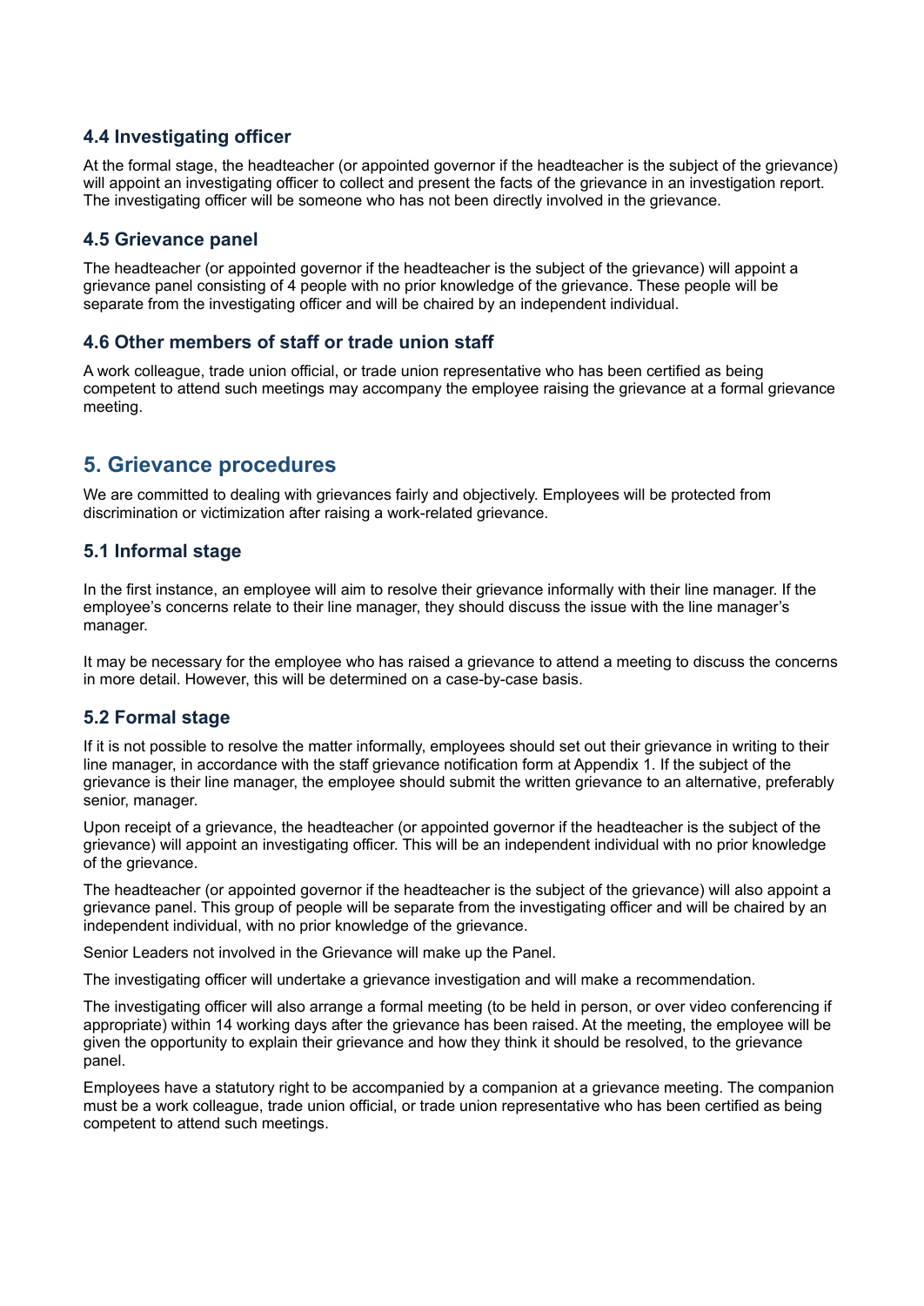### 4.4 Investigating officer

At the formal stage, the headteacher (or appointed governor if the headteacher is the subject of the grievance) will appoint an investigating officer to collect and present the facts of the grievance in an investigation report. The investigating officer will be someone who has not been directly involved in the grievance.

### 4.5 Grievance panel

The headteacher (or appointed governor if the headteacher is the subject of the grievance) will appoint a grievance panel consisting of 4 people with no prior knowledge of the grievance. These people will be separate from the investigating officer and will be chaired by an independent individual.

### 4.6 Other members of staff or trade union staff

A work colleague, trade union official, or trade union representative who has been certified as being competent to attend such meetings may accompany the employee raising the grievance at a formal grievance meeting.

## 5. Grievance procedures

We are committed to dealing with grievances fairly and objectively. Employees will be protected from discrimination or victimization after raising a work-related grievance.

### 5.1 Informal stage

In the first instance, an employee will aim to resolve their grievance informally with their line manager. If the employee's concerns relate to their line manager, they should discuss the issue with the line manager's manager.

It may be necessary for the employee who has raised a grievance to attend a meeting to discuss the concerns in more detail. However, this will be determined on a case-by-case basis.

### 5.2 Formal stage

If it is not possible to resolve the matter informally, employees should set out their grievance in writing to their line manager, in accordance with the staff grievance notification form at Appendix 1. If the subject of the grievance is their line manager, the employee should submit the written grievance to an alternative, preferably senior, manager.

Upon receipt of a grievance, the headteacher (or appointed governor if the headteacher is the subject of the grievance) will appoint an investigating officer. This will be an independent individual with no prior knowledge of the grievance.

The headteacher (or appointed governor if the headteacher is the subject of the grievance) will also appoint a grievance panel. This group of people will be separate from the investigating officer and will be chaired by an independent individual, with no prior knowledge of the grievance.

Senior Leaders not involved in the Grievance will make up the Panel.

The investigating officer will undertake a grievance investigation and will make a recommendation.

The investigating officer will also arrange a formal meeting (to be held in person, or over video conferencing if appropriate) within 14 working days after the grievance has been raised. At the meeting, the employee will be given the opportunity to explain their grievance and how they think it should be resolved, to the grievance panel.

Employees have a statutory right to be accompanied by a companion at a grievance meeting. The companion must be a work colleague, trade union official, or trade union representative who has been certified as being competent to attend such meetings.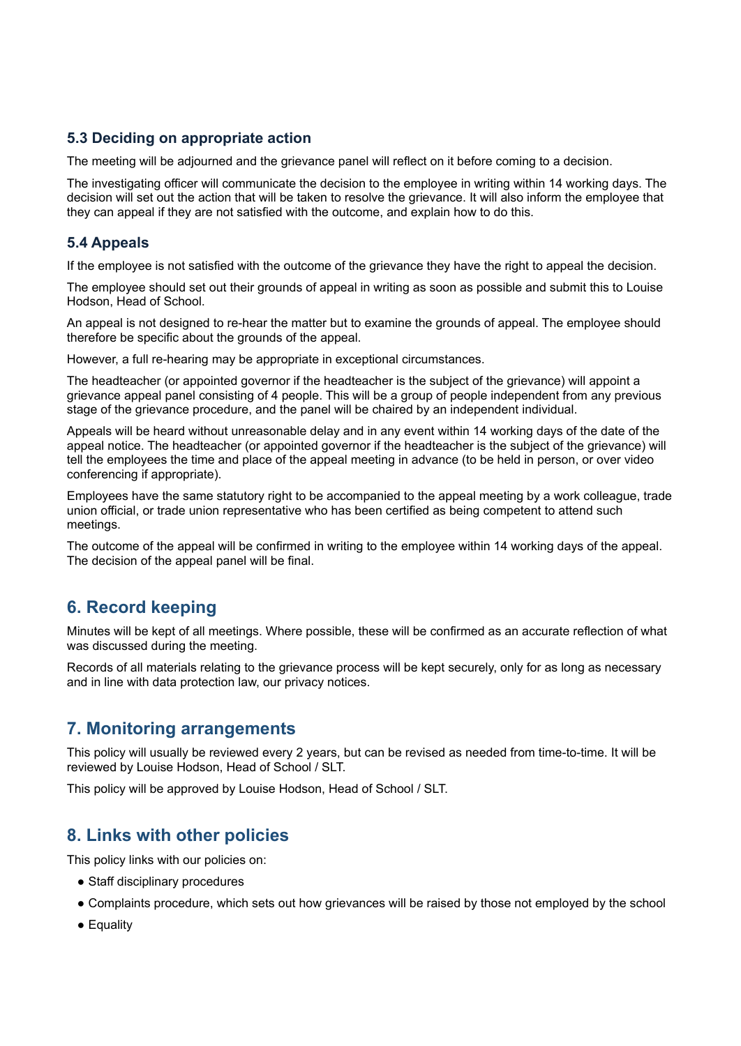### 5.3 Deciding on appropriate action

The meeting will be adjourned and the grievance panel will reflect on it before coming to a decision.

The investigating officer will communicate the decision to the employee in writing within 14 working days. The decision will set out the action that will be taken to resolve the grievance. It will also inform the employee that they can appeal if they are not satisfied with the outcome, and explain how to do this.

### 5.4 Appeals

If the employee is not satisfied with the outcome of the grievance they have the right to appeal the decision.

The employee should set out their grounds of appeal in writing as soon as possible and submit this to Louise Hodson, Head of School.

An appeal is not designed to re-hear the matter but to examine the grounds of appeal. The employee should therefore be specific about the grounds of the appeal.

However, a full re-hearing may be appropriate in exceptional circumstances.

The headteacher (or appointed governor if the headteacher is the subject of the grievance) will appoint a grievance appeal panel consisting of 4 people. This will be a group of people independent from any previous stage of the grievance procedure, and the panel will be chaired by an independent individual.

Appeals will be heard without unreasonable delay and in any event within 14 working days of the date of the appeal notice. The headteacher (or appointed governor if the headteacher is the subject of the grievance) will tell the employees the time and place of the appeal meeting in advance (to be held in person, or over video conferencing if appropriate).

Employees have the same statutory right to be accompanied to the appeal meeting by a work colleague, trade union official, or trade union representative who has been certified as being competent to attend such meetings.

The outcome of the appeal will be confirmed in writing to the employee within 14 working days of the appeal. The decision of the appeal panel will be final.

## 6. Record keeping

Minutes will be kept of all meetings. Where possible, these will be confirmed as an accurate reflection of what was discussed during the meeting.

Records of all materials relating to the grievance process will be kept securely, only for as long as necessary and in line with data protection law, our privacy notices.

## 7. Monitoring arrangements

This policy will usually be reviewed every 2 years, but can be revised as needed from time-to-time. It will be reviewed by Louise Hodson, Head of School / SLT.

This policy will be approved by Louise Hodson, Head of School / SLT.

## 8. Links with other policies

This policy links with our policies on:

- Staff disciplinary procedures
- Complaints procedure, which sets out how grievances will be raised by those not employed by the school
- Equality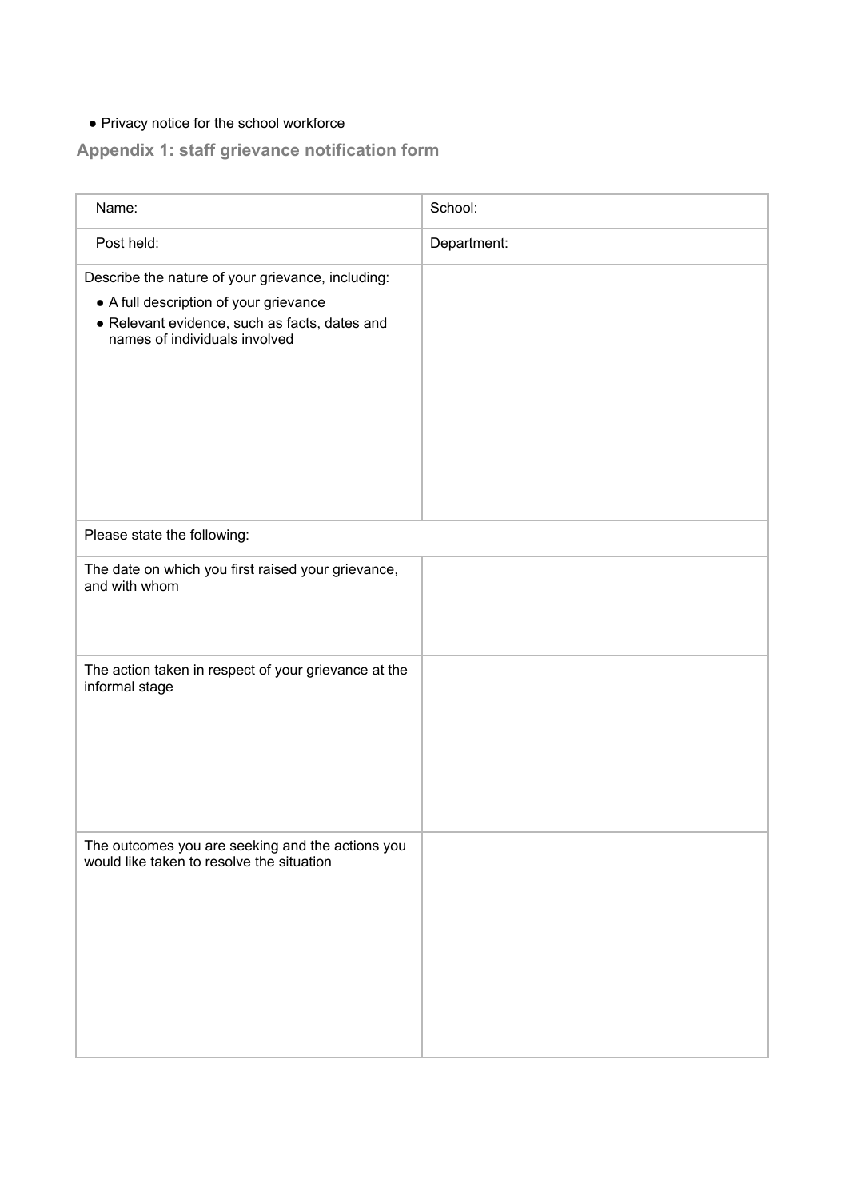- Privacy notice for the school workforce

## Appendix 1: staff grievance notification form

| Name: | School: |
|---|---|
| Post held: | Department: |
| Describe the nature of your grievance, including:<br>- A full description of your grievance<br>- Relevant evidence, such as facts, dates and names of individuals involved | |
| Please state the following: | |
| The date on which you first raised your grievance, and with whom | |
| The action taken in respect of your grievance at the informal stage | |
| The outcomes you are seeking and the actions you would like taken to resolve the situation | |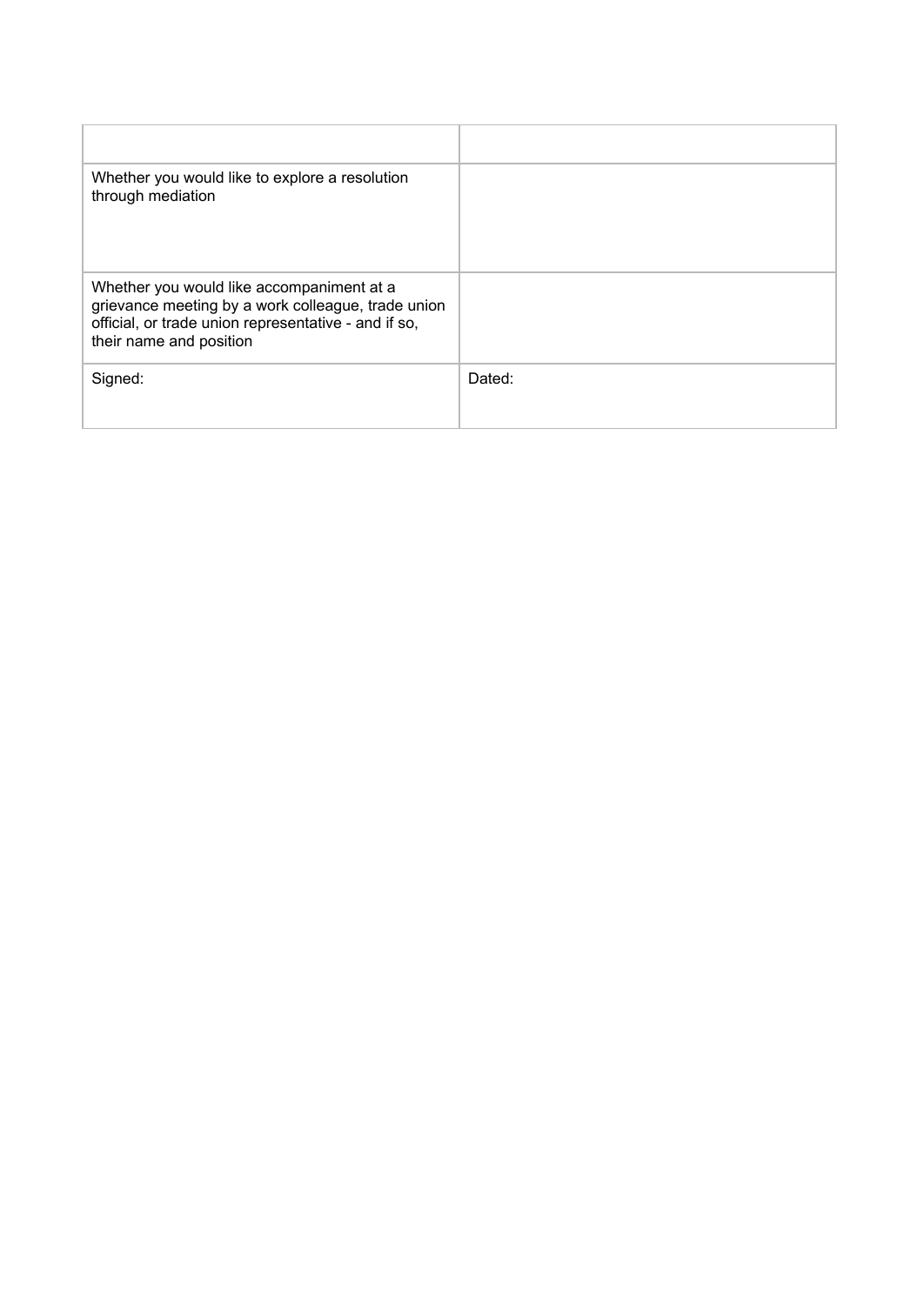| | |
|---|---|
| | |
| Whether you would like to explore a resolution through mediation | |
| Whether you would like accompaniment at a grievance meeting by a work colleague, trade union official, or trade union representative - and if so, their name and position | |
| Signed: | Dated: |